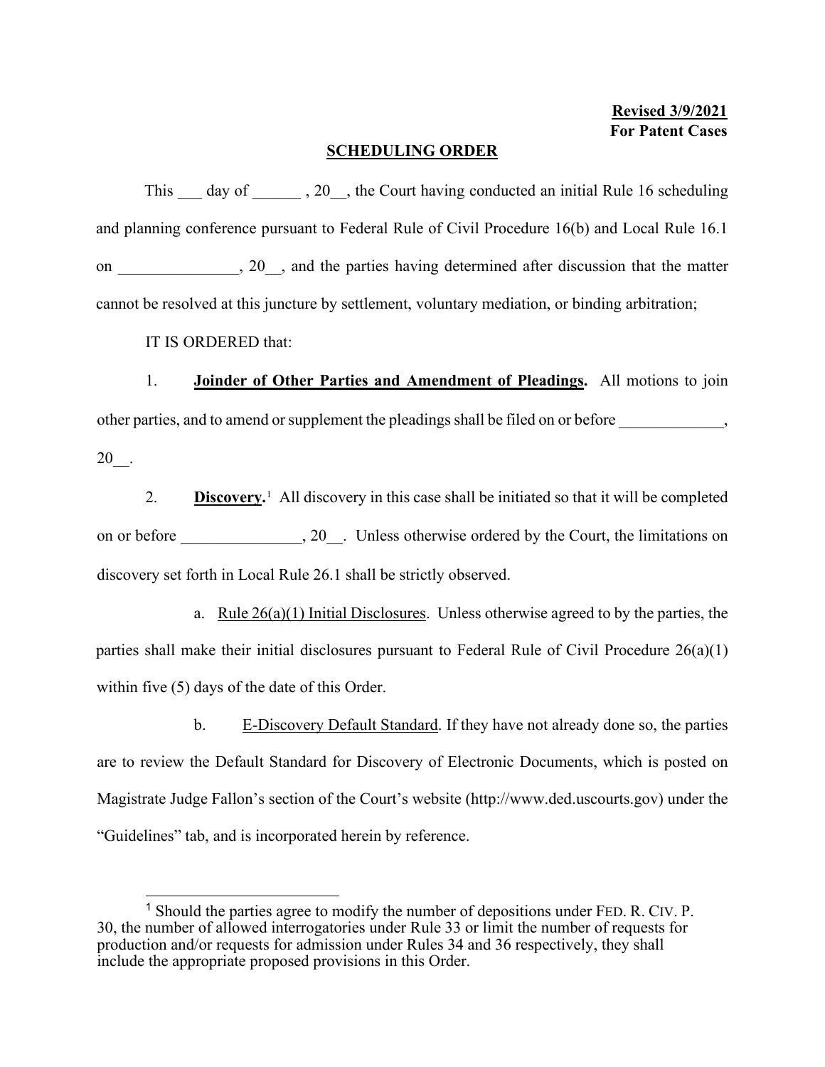**Revised 3/9/2021**
**For Patent Cases**

## SCHEDULING ORDER

This ___ day of ______ , 20__, the Court having conducted an initial Rule 16 scheduling and planning conference pursuant to Federal Rule of Civil Procedure 16(b) and Local Rule 16.1 on _______________, 20__, and the parties having determined after discussion that the matter cannot be resolved at this juncture by settlement, voluntary mediation, or binding arbitration;

IT IS ORDERED that:

1. **Joinder of Other Parties and Amendment of Pleadings.** All motions to join other parties, and to amend or supplement the pleadings shall be filed on or before _____________, 20__.

2. **Discovery.**[1] All discovery in this case shall be initiated so that it will be completed on or before _______________, 20__. Unless otherwise ordered by the Court, the limitations on discovery set forth in Local Rule 26.1 shall be strictly observed.

   a. Rule 26(a)(1) Initial Disclosures. Unless otherwise agreed to by the parties, the parties shall make their initial disclosures pursuant to Federal Rule of Civil Procedure 26(a)(1) within five (5) days of the date of this Order.

   b. E-Discovery Default Standard. If they have not already done so, the parties are to review the Default Standard for Discovery of Electronic Documents, which is posted on Magistrate Judge Fallon's section of the Court's website (http://www.ded.uscourts.gov) under the "Guidelines" tab, and is incorporated herein by reference.

---

[1] Should the parties agree to modify the number of depositions under FED. R. CIV. P. 30, the number of allowed interrogatories under Rule 33 or limit the number of requests for production and/or requests for admission under Rules 34 and 36 respectively, they shall include the appropriate proposed provisions in this Order.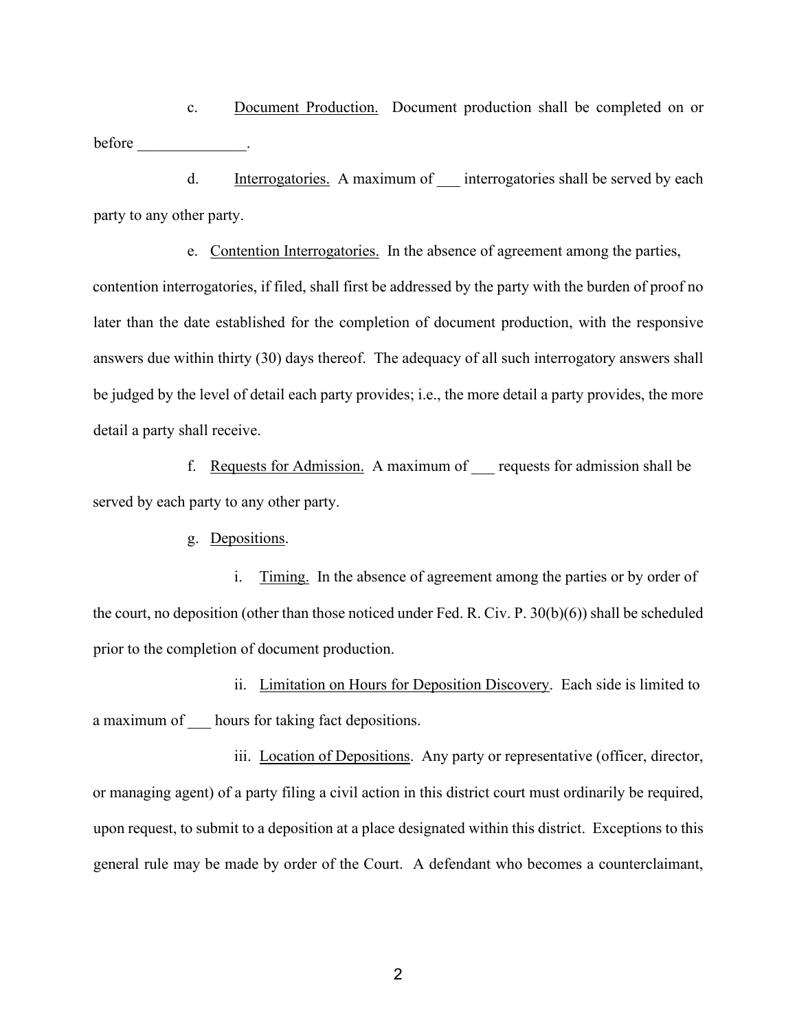c. Document Production. Document production shall be completed on or before ______________.

d. Interrogatories. A maximum of ___ interrogatories shall be served by each party to any other party.

e. Contention Interrogatories. In the absence of agreement among the parties, contention interrogatories, if filed, shall first be addressed by the party with the burden of proof no later than the date established for the completion of document production, with the responsive answers due within thirty (30) days thereof. The adequacy of all such interrogatory answers shall be judged by the level of detail each party provides; i.e., the more detail a party provides, the more detail a party shall receive.

f. Requests for Admission. A maximum of ___ requests for admission shall be served by each party to any other party.

g. Depositions.

i. Timing. In the absence of agreement among the parties or by order of the court, no deposition (other than those noticed under Fed. R. Civ. P. 30(b)(6)) shall be scheduled prior to the completion of document production.

ii. Limitation on Hours for Deposition Discovery. Each side is limited to a maximum of ___ hours for taking fact depositions.

iii. Location of Depositions. Any party or representative (officer, director, or managing agent) of a party filing a civil action in this district court must ordinarily be required, upon request, to submit to a deposition at a place designated within this district. Exceptions to this general rule may be made by order of the Court. A defendant who becomes a counterclaimant,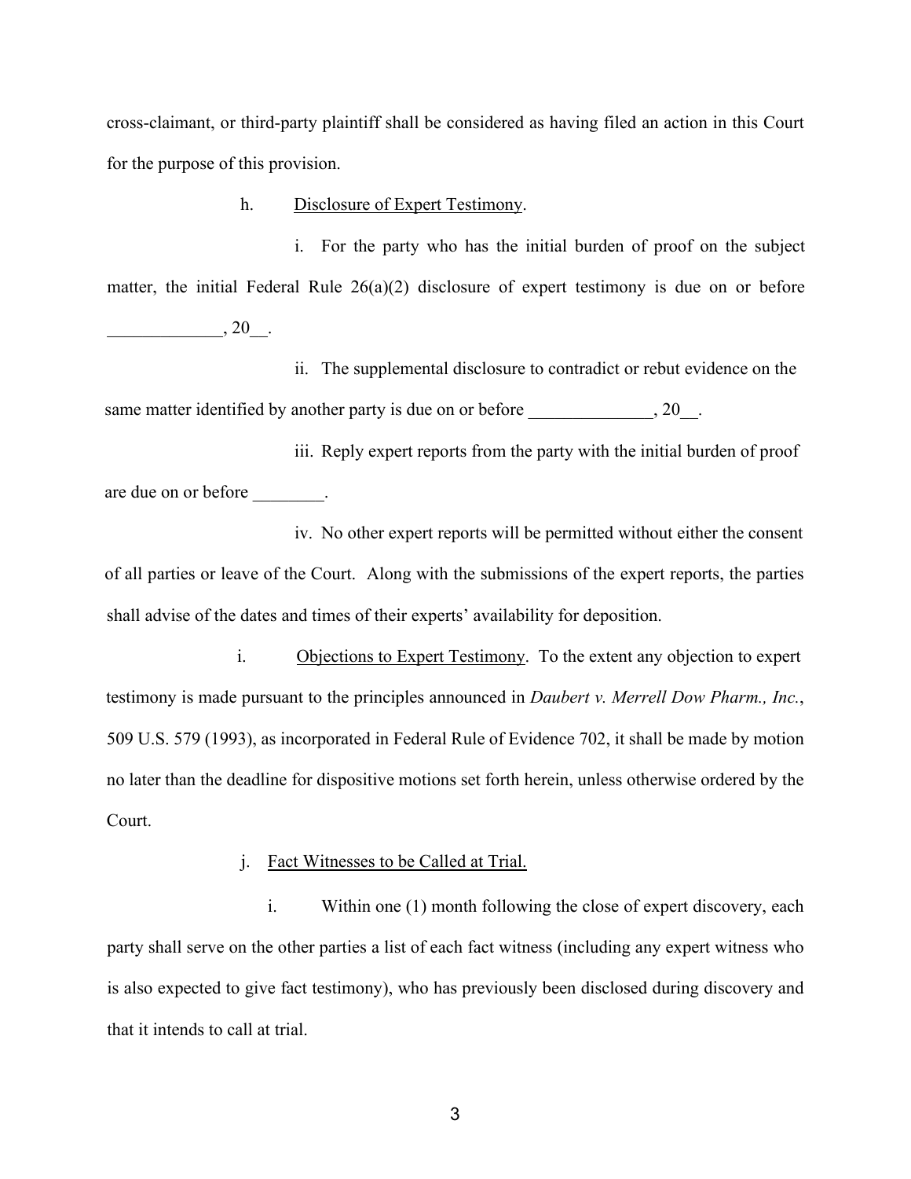cross-claimant, or third-party plaintiff shall be considered as having filed an action in this Court for the purpose of this provision.

h. Disclosure of Expert Testimony.

i. For the party who has the initial burden of proof on the subject matter, the initial Federal Rule 26(a)(2) disclosure of expert testimony is due on or before _____________, 20__.

ii. The supplemental disclosure to contradict or rebut evidence on the same matter identified by another party is due on or before ______________, 20__.

iii. Reply expert reports from the party with the initial burden of proof are due on or before ________.

iv. No other expert reports will be permitted without either the consent of all parties or leave of the Court. Along with the submissions of the expert reports, the parties shall advise of the dates and times of their experts' availability for deposition.

i. Objections to Expert Testimony. To the extent any objection to expert testimony is made pursuant to the principles announced in *Daubert v. Merrell Dow Pharm., Inc.*, 509 U.S. 579 (1993), as incorporated in Federal Rule of Evidence 702, it shall be made by motion no later than the deadline for dispositive motions set forth herein, unless otherwise ordered by the Court.

j. Fact Witnesses to be Called at Trial.

i. Within one (1) month following the close of expert discovery, each party shall serve on the other parties a list of each fact witness (including any expert witness who is also expected to give fact testimony), who has previously been disclosed during discovery and that it intends to call at trial.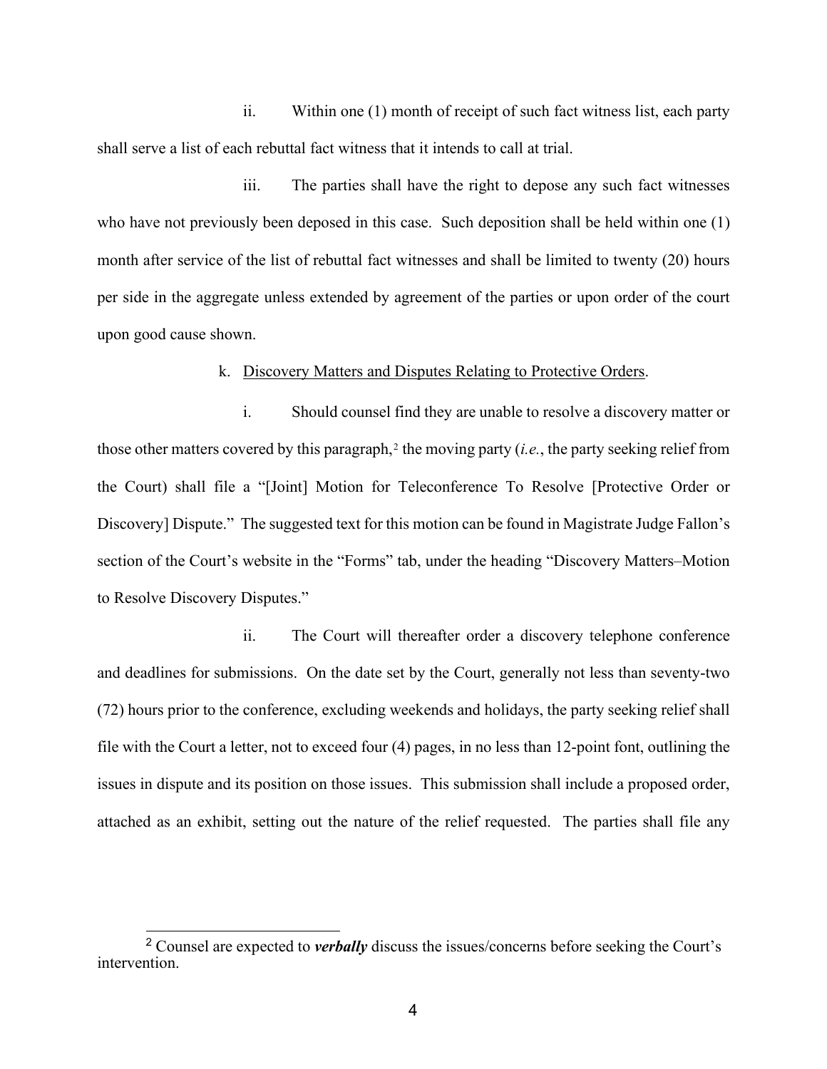ii. Within one (1) month of receipt of such fact witness list, each party shall serve a list of each rebuttal fact witness that it intends to call at trial.

iii. The parties shall have the right to depose any such fact witnesses who have not previously been deposed in this case. Such deposition shall be held within one (1) month after service of the list of rebuttal fact witnesses and shall be limited to twenty (20) hours per side in the aggregate unless extended by agreement of the parties or upon order of the court upon good cause shown.

k. Discovery Matters and Disputes Relating to Protective Orders.

i. Should counsel find they are unable to resolve a discovery matter or those other matters covered by this paragraph,[2] the moving party (*i.e.*, the party seeking relief from the Court) shall file a "[Joint] Motion for Teleconference To Resolve [Protective Order or Discovery] Dispute." The suggested text for this motion can be found in Magistrate Judge Fallon's section of the Court's website in the "Forms" tab, under the heading "Discovery Matters–Motion to Resolve Discovery Disputes."

ii. The Court will thereafter order a discovery telephone conference and deadlines for submissions. On the date set by the Court, generally not less than seventy-two (72) hours prior to the conference, excluding weekends and holidays, the party seeking relief shall file with the Court a letter, not to exceed four (4) pages, in no less than 12-point font, outlining the issues in dispute and its position on those issues. This submission shall include a proposed order, attached as an exhibit, setting out the nature of the relief requested. The parties shall file any

[2] Counsel are expected to ***verbally*** discuss the issues/concerns before seeking the Court's intervention.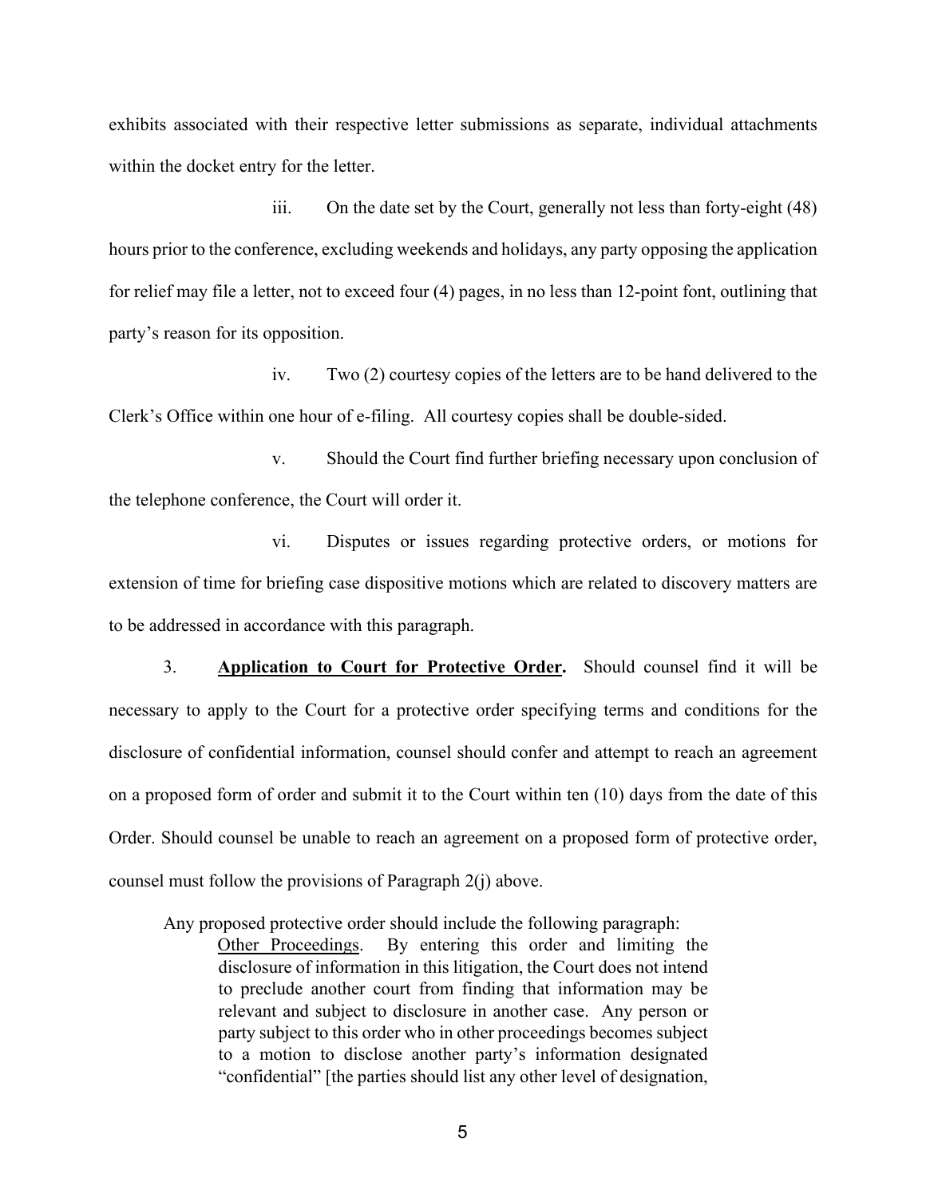exhibits associated with their respective letter submissions as separate, individual attachments within the docket entry for the letter.

iii. On the date set by the Court, generally not less than forty-eight (48) hours prior to the conference, excluding weekends and holidays, any party opposing the application for relief may file a letter, not to exceed four (4) pages, in no less than 12-point font, outlining that party's reason for its opposition.

iv. Two (2) courtesy copies of the letters are to be hand delivered to the Clerk's Office within one hour of e-filing. All courtesy copies shall be double-sided.

v. Should the Court find further briefing necessary upon conclusion of the telephone conference, the Court will order it.

vi. Disputes or issues regarding protective orders, or motions for extension of time for briefing case dispositive motions which are related to discovery matters are to be addressed in accordance with this paragraph.

3. **<u>Application to Court for Protective Order</u>.** Should counsel find it will be necessary to apply to the Court for a protective order specifying terms and conditions for the disclosure of confidential information, counsel should confer and attempt to reach an agreement on a proposed form of order and submit it to the Court within ten (10) days from the date of this Order. Should counsel be unable to reach an agreement on a proposed form of protective order, counsel must follow the provisions of Paragraph 2(j) above.

Any proposed protective order should include the following paragraph:

> <u>Other Proceedings</u>. By entering this order and limiting the disclosure of information in this litigation, the Court does not intend to preclude another court from finding that information may be relevant and subject to disclosure in another case. Any person or party subject to this order who in other proceedings becomes subject to a motion to disclose another party's information designated "confidential" [the parties should list any other level of designation,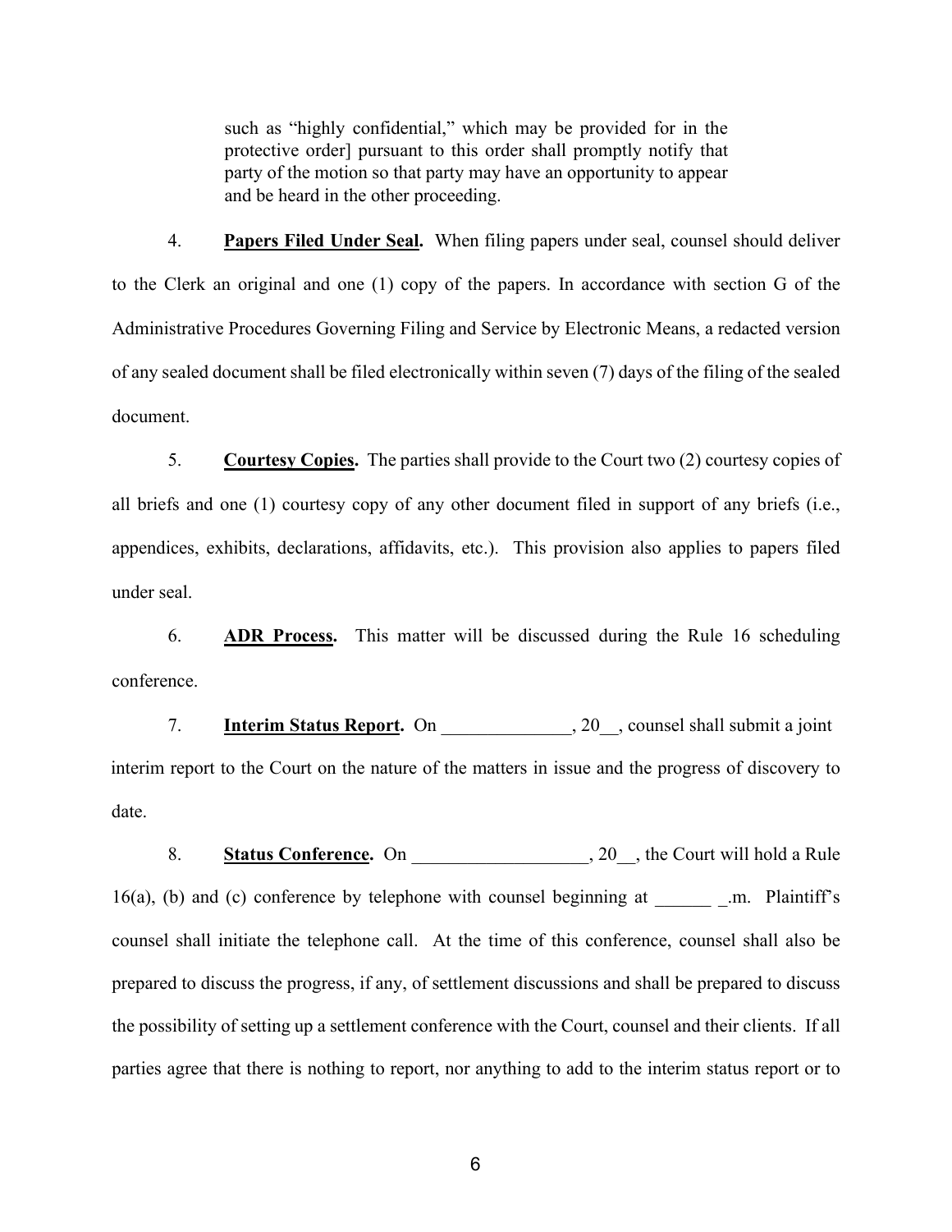> such as "highly confidential," which may be provided for in the protective order] pursuant to this order shall promptly notify that party of the motion so that party may have an opportunity to appear and be heard in the other proceeding.

4. **Papers Filed Under Seal.** When filing papers under seal, counsel should deliver to the Clerk an original and one (1) copy of the papers. In accordance with section G of the Administrative Procedures Governing Filing and Service by Electronic Means, a redacted version of any sealed document shall be filed electronically within seven (7) days of the filing of the sealed document.

5. **Courtesy Copies.** The parties shall provide to the Court two (2) courtesy copies of all briefs and one (1) courtesy copy of any other document filed in support of any briefs (i.e., appendices, exhibits, declarations, affidavits, etc.). This provision also applies to papers filed under seal.

6. **ADR Process.** This matter will be discussed during the Rule 16 scheduling conference.

7. **Interim Status Report.** On ______________, 20__, counsel shall submit a joint interim report to the Court on the nature of the matters in issue and the progress of discovery to date.

8. **Status Conference.** On ___________________, 20__, the Court will hold a Rule 16(a), (b) and (c) conference by telephone with counsel beginning at ______ _.m. Plaintiff's counsel shall initiate the telephone call. At the time of this conference, counsel shall also be prepared to discuss the progress, if any, of settlement discussions and shall be prepared to discuss the possibility of setting up a settlement conference with the Court, counsel and their clients. If all parties agree that there is nothing to report, nor anything to add to the interim status report or to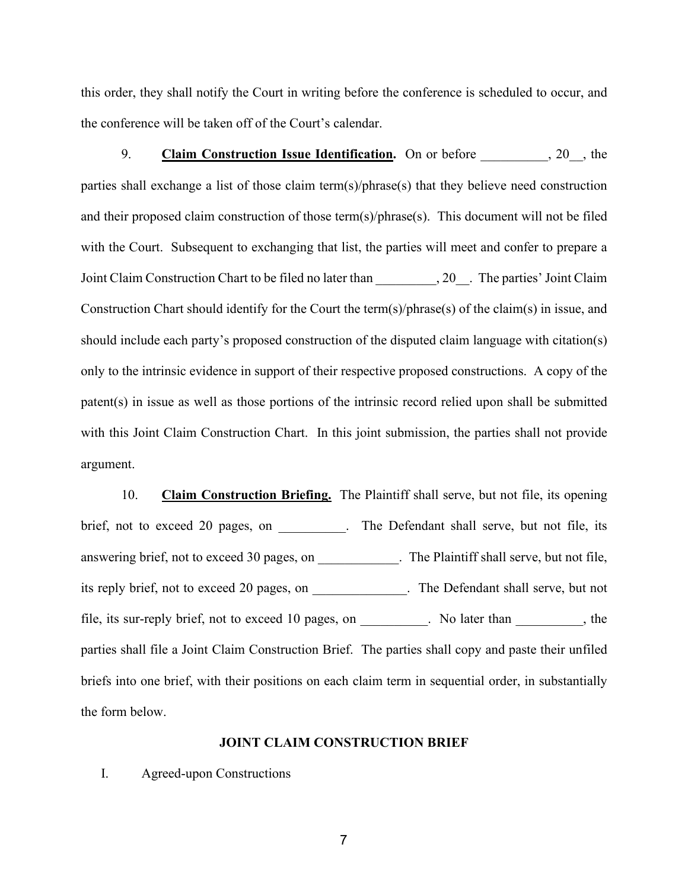this order, they shall notify the Court in writing before the conference is scheduled to occur, and the conference will be taken off of the Court's calendar.

9. **Claim Construction Issue Identification.** On or before __________, 20__, the parties shall exchange a list of those claim term(s)/phrase(s) that they believe need construction and their proposed claim construction of those term(s)/phrase(s). This document will not be filed with the Court. Subsequent to exchanging that list, the parties will meet and confer to prepare a Joint Claim Construction Chart to be filed no later than _________, 20__. The parties' Joint Claim Construction Chart should identify for the Court the term(s)/phrase(s) of the claim(s) in issue, and should include each party's proposed construction of the disputed claim language with citation(s) only to the intrinsic evidence in support of their respective proposed constructions. A copy of the patent(s) in issue as well as those portions of the intrinsic record relied upon shall be submitted with this Joint Claim Construction Chart. In this joint submission, the parties shall not provide argument.

10. **Claim Construction Briefing.** The Plaintiff shall serve, but not file, its opening brief, not to exceed 20 pages, on __________. The Defendant shall serve, but not file, its answering brief, not to exceed 30 pages, on ____________. The Plaintiff shall serve, but not file, its reply brief, not to exceed 20 pages, on ______________. The Defendant shall serve, but not file, its sur-reply brief, not to exceed 10 pages, on __________. No later than __________, the parties shall file a Joint Claim Construction Brief. The parties shall copy and paste their unfiled briefs into one brief, with their positions on each claim term in sequential order, in substantially the form below.

**JOINT CLAIM CONSTRUCTION BRIEF**

I. Agreed-upon Constructions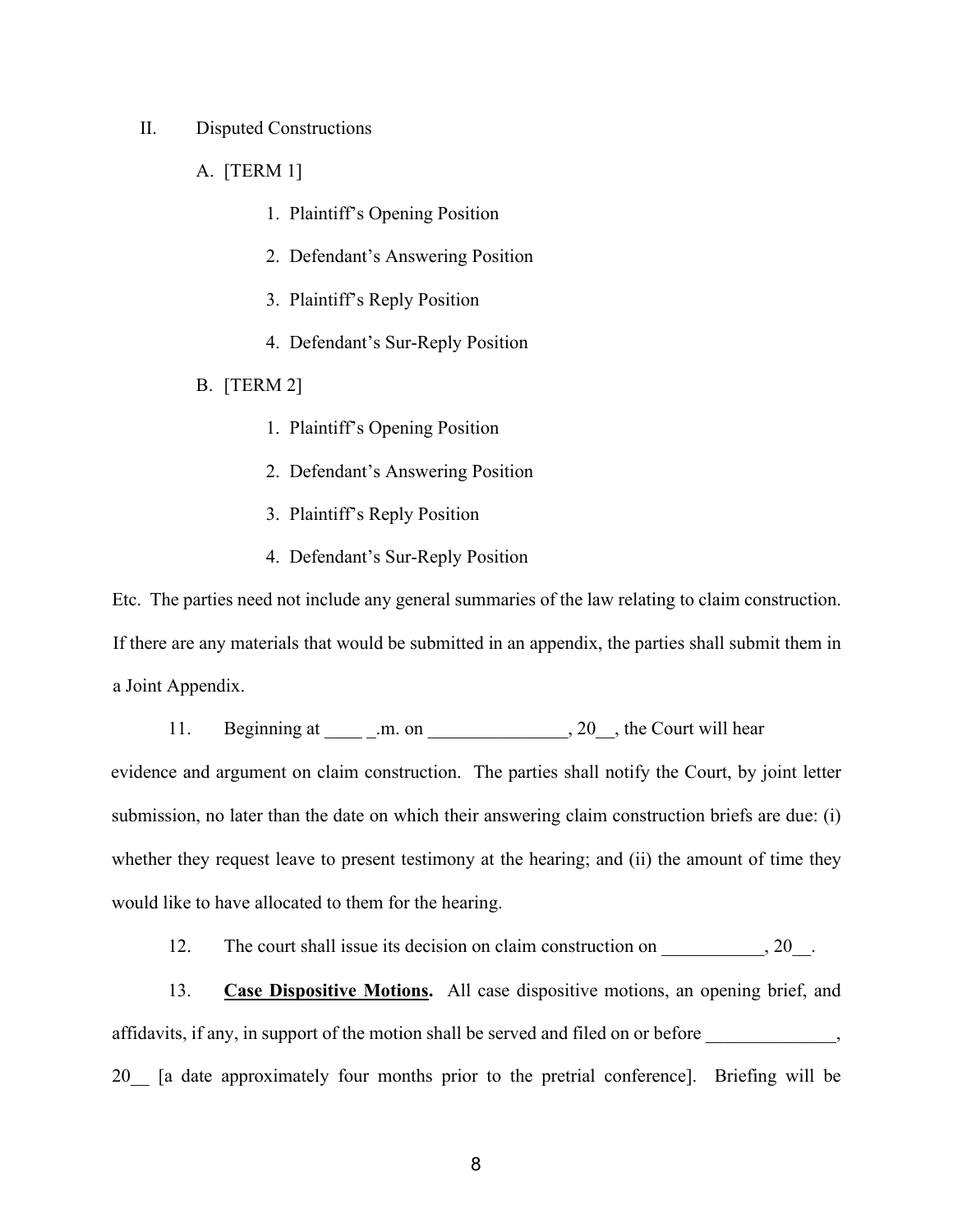II. Disputed Constructions

A. [TERM 1]

1. Plaintiff's Opening Position
2. Defendant's Answering Position
3. Plaintiff's Reply Position
4. Defendant's Sur-Reply Position

B. [TERM 2]

1. Plaintiff's Opening Position
2. Defendant's Answering Position
3. Plaintiff's Reply Position
4. Defendant's Sur-Reply Position

Etc. The parties need not include any general summaries of the law relating to claim construction. If there are any materials that would be submitted in an appendix, the parties shall submit them in a Joint Appendix.

11. Beginning at ____ _.m. on _______________, 20__, the Court will hear evidence and argument on claim construction. The parties shall notify the Court, by joint letter submission, no later than the date on which their answering claim construction briefs are due: (i) whether they request leave to present testimony at the hearing; and (ii) the amount of time they would like to have allocated to them for the hearing.

12. The court shall issue its decision on claim construction on ___________, 20__.

13. **Case Dispositive Motions.** All case dispositive motions, an opening brief, and affidavits, if any, in support of the motion shall be served and filed on or before ______________, 20__ [a date approximately four months prior to the pretrial conference]. Briefing will be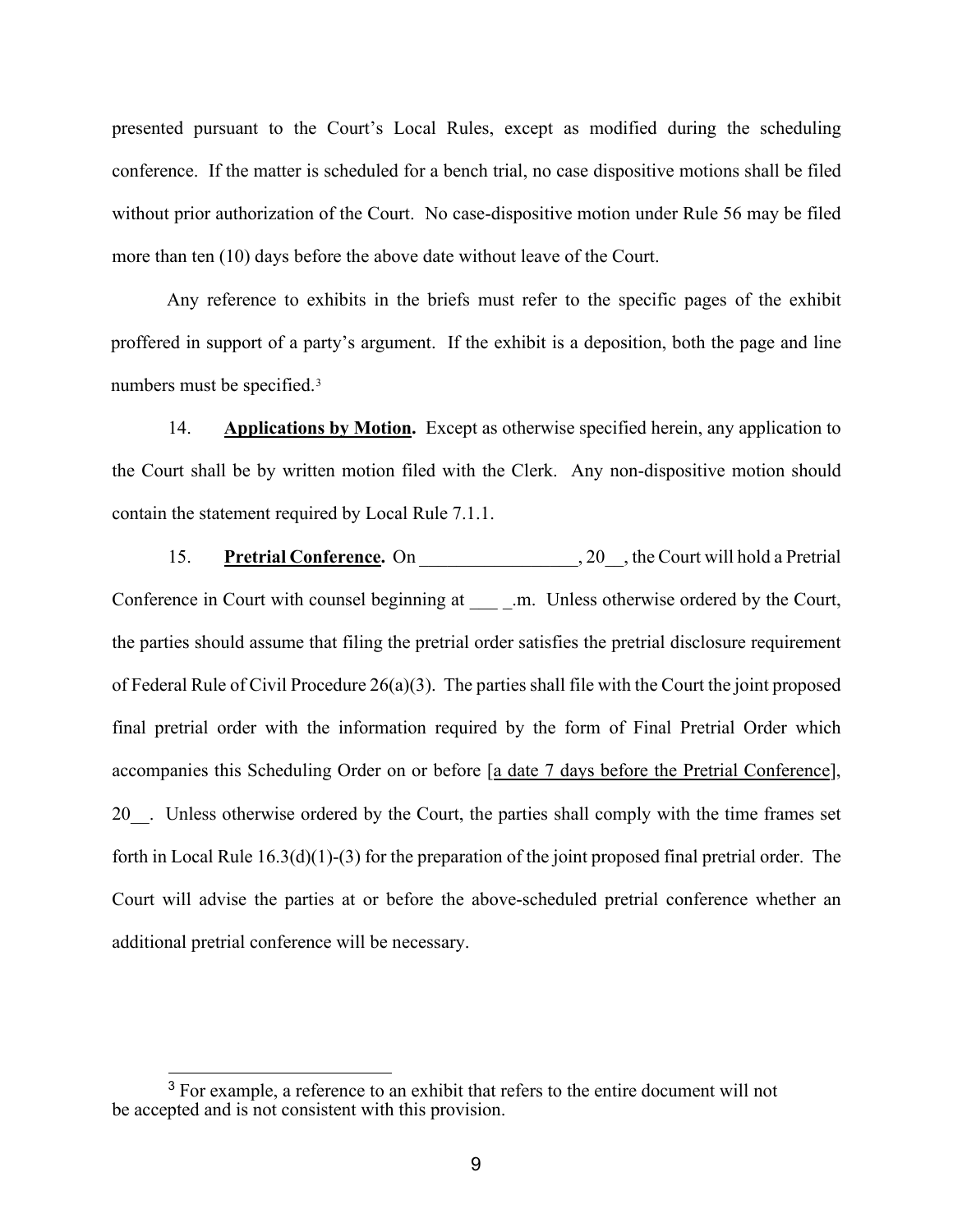presented pursuant to the Court's Local Rules, except as modified during the scheduling conference. If the matter is scheduled for a bench trial, no case dispositive motions shall be filed without prior authorization of the Court. No case-dispositive motion under Rule 56 may be filed more than ten (10) days before the above date without leave of the Court.

Any reference to exhibits in the briefs must refer to the specific pages of the exhibit proffered in support of a party's argument. If the exhibit is a deposition, both the page and line numbers must be specified.[3]

14. **Applications by Motion.** Except as otherwise specified herein, any application to the Court shall be by written motion filed with the Clerk. Any non-dispositive motion should contain the statement required by Local Rule 7.1.1.

15. **Pretrial Conference.** On _________________, 20__, the Court will hold a Pretrial Conference in Court with counsel beginning at ___ _.m. Unless otherwise ordered by the Court, the parties should assume that filing the pretrial order satisfies the pretrial disclosure requirement of Federal Rule of Civil Procedure 26(a)(3). The parties shall file with the Court the joint proposed final pretrial order with the information required by the form of Final Pretrial Order which accompanies this Scheduling Order on or before [a date 7 days before the Pretrial Conference], 20__. Unless otherwise ordered by the Court, the parties shall comply with the time frames set forth in Local Rule 16.3(d)(1)-(3) for the preparation of the joint proposed final pretrial order. The Court will advise the parties at or before the above-scheduled pretrial conference whether an additional pretrial conference will be necessary.

[3] For example, a reference to an exhibit that refers to the entire document will not be accepted and is not consistent with this provision.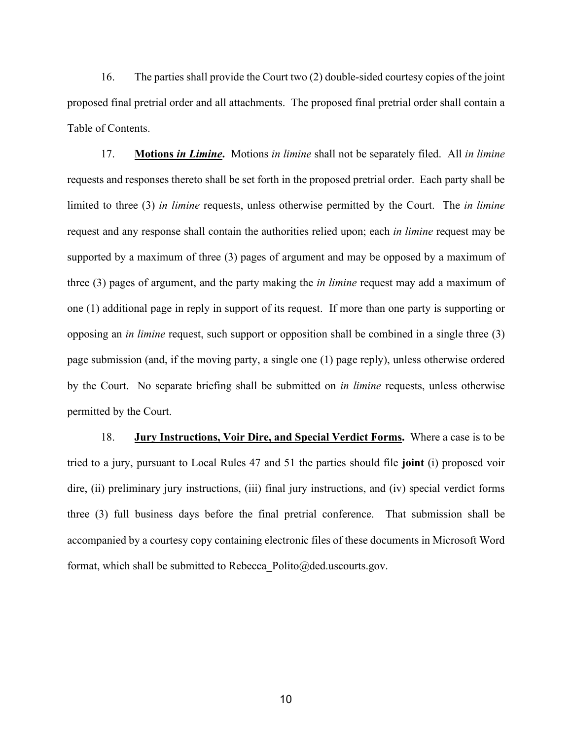16. The parties shall provide the Court two (2) double-sided courtesy copies of the joint proposed final pretrial order and all attachments. The proposed final pretrial order shall contain a Table of Contents.

17. **<u>Motions *in Limine*</u>.** Motions *in limine* shall not be separately filed. All *in limine* requests and responses thereto shall be set forth in the proposed pretrial order. Each party shall be limited to three (3) *in limine* requests, unless otherwise permitted by the Court. The *in limine* request and any response shall contain the authorities relied upon; each *in limine* request may be supported by a maximum of three (3) pages of argument and may be opposed by a maximum of three (3) pages of argument, and the party making the *in limine* request may add a maximum of one (1) additional page in reply in support of its request. If more than one party is supporting or opposing an *in limine* request, such support or opposition shall be combined in a single three (3) page submission (and, if the moving party, a single one (1) page reply), unless otherwise ordered by the Court. No separate briefing shall be submitted on *in limine* requests, unless otherwise permitted by the Court.

18. **<u>Jury Instructions, Voir Dire, and Special Verdict Forms</u>.** Where a case is to be tried to a jury, pursuant to Local Rules 47 and 51 the parties should file **joint** (i) proposed voir dire, (ii) preliminary jury instructions, (iii) final jury instructions, and (iv) special verdict forms three (3) full business days before the final pretrial conference. That submission shall be accompanied by a courtesy copy containing electronic files of these documents in Microsoft Word format, which shall be submitted to Rebecca_Polito@ded.uscourts.gov.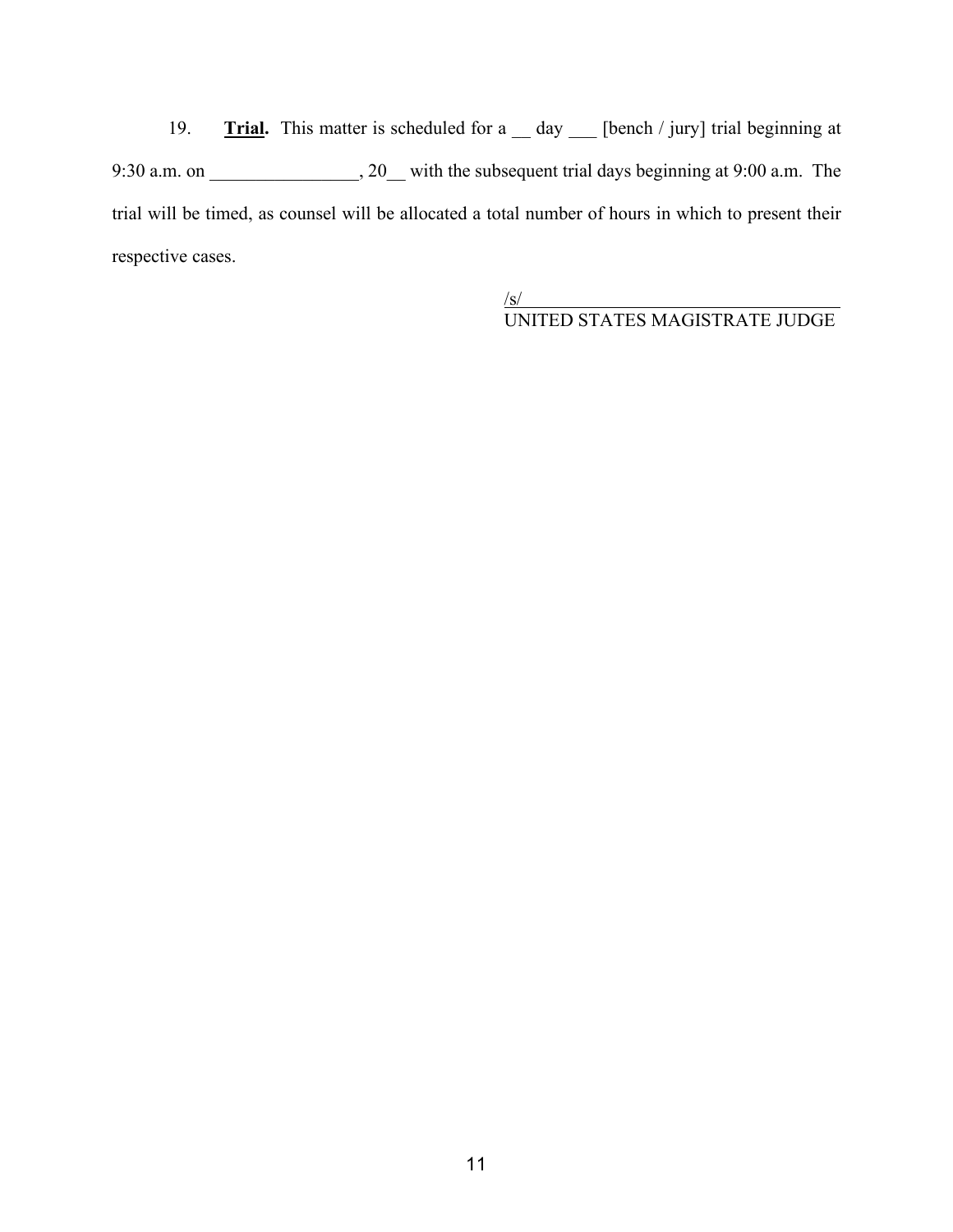19. **Trial.** This matter is scheduled for a __ day ___ [bench / jury] trial beginning at 9:30 a.m. on ________________, 20__ with the subsequent trial days beginning at 9:00 a.m. The trial will be timed, as counsel will be allocated a total number of hours in which to present their respective cases.

/s/\_\_\_\_\_\_\_\_\_\_\_\_\_\_\_\_\_\_\_\_\_\_\_\_\_\_\_\_\_\_\_\_\_\_
UNITED STATES MAGISTRATE JUDGE